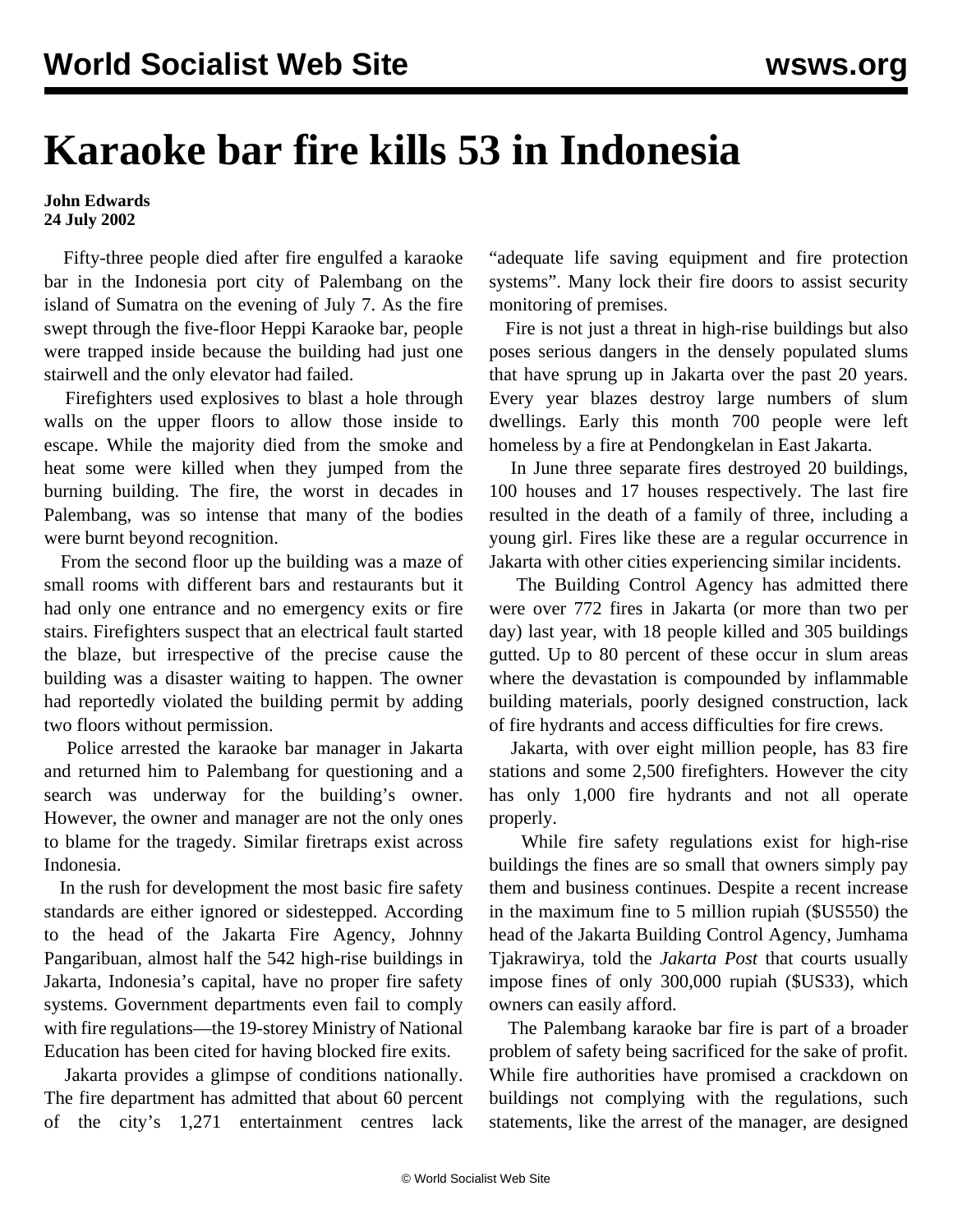# Karaoke bar fire kills 53 in Indonesia

**John Edwards**
**24 July 2002**

Fifty-three people died after fire engulfed a karaoke bar in the Indonesia port city of Palembang on the island of Sumatra on the evening of July 7. As the fire swept through the five-floor Heppi Karaoke bar, people were trapped inside because the building had just one stairwell and the only elevator had failed.

Firefighters used explosives to blast a hole through walls on the upper floors to allow those inside to escape. While the majority died from the smoke and heat some were killed when they jumped from the burning building. The fire, the worst in decades in Palembang, was so intense that many of the bodies were burnt beyond recognition.

From the second floor up the building was a maze of small rooms with different bars and restaurants but it had only one entrance and no emergency exits or fire stairs. Firefighters suspect that an electrical fault started the blaze, but irrespective of the precise cause the building was a disaster waiting to happen. The owner had reportedly violated the building permit by adding two floors without permission.

Police arrested the karaoke bar manager in Jakarta and returned him to Palembang for questioning and a search was underway for the building's owner. However, the owner and manager are not the only ones to blame for the tragedy. Similar firetraps exist across Indonesia.

In the rush for development the most basic fire safety standards are either ignored or sidestepped. According to the head of the Jakarta Fire Agency, Johnny Pangaribuan, almost half the 542 high-rise buildings in Jakarta, Indonesia's capital, have no proper fire safety systems. Government departments even fail to comply with fire regulations—the 19-storey Ministry of National Education has been cited for having blocked fire exits.

Jakarta provides a glimpse of conditions nationally. The fire department has admitted that about 60 percent of the city's 1,271 entertainment centres lack "adequate life saving equipment and fire protection systems". Many lock their fire doors to assist security monitoring of premises.

Fire is not just a threat in high-rise buildings but also poses serious dangers in the densely populated slums that have sprung up in Jakarta over the past 20 years. Every year blazes destroy large numbers of slum dwellings. Early this month 700 people were left homeless by a fire at Pendongkelan in East Jakarta.

In June three separate fires destroyed 20 buildings, 100 houses and 17 houses respectively. The last fire resulted in the death of a family of three, including a young girl. Fires like these are a regular occurrence in Jakarta with other cities experiencing similar incidents.

The Building Control Agency has admitted there were over 772 fires in Jakarta (or more than two per day) last year, with 18 people killed and 305 buildings gutted. Up to 80 percent of these occur in slum areas where the devastation is compounded by inflammable building materials, poorly designed construction, lack of fire hydrants and access difficulties for fire crews.

Jakarta, with over eight million people, has 83 fire stations and some 2,500 firefighters. However the city has only 1,000 fire hydrants and not all operate properly.

While fire safety regulations exist for high-rise buildings the fines are so small that owners simply pay them and business continues. Despite a recent increase in the maximum fine to 5 million rupiah ($US550) the head of the Jakarta Building Control Agency, Jumhama Tjakrawirya, told the *Jakarta Post* that courts usually impose fines of only 300,000 rupiah ($US33), which owners can easily afford.

The Palembang karaoke bar fire is part of a broader problem of safety being sacrificed for the sake of profit. While fire authorities have promised a crackdown on buildings not complying with the regulations, such statements, like the arrest of the manager, are designed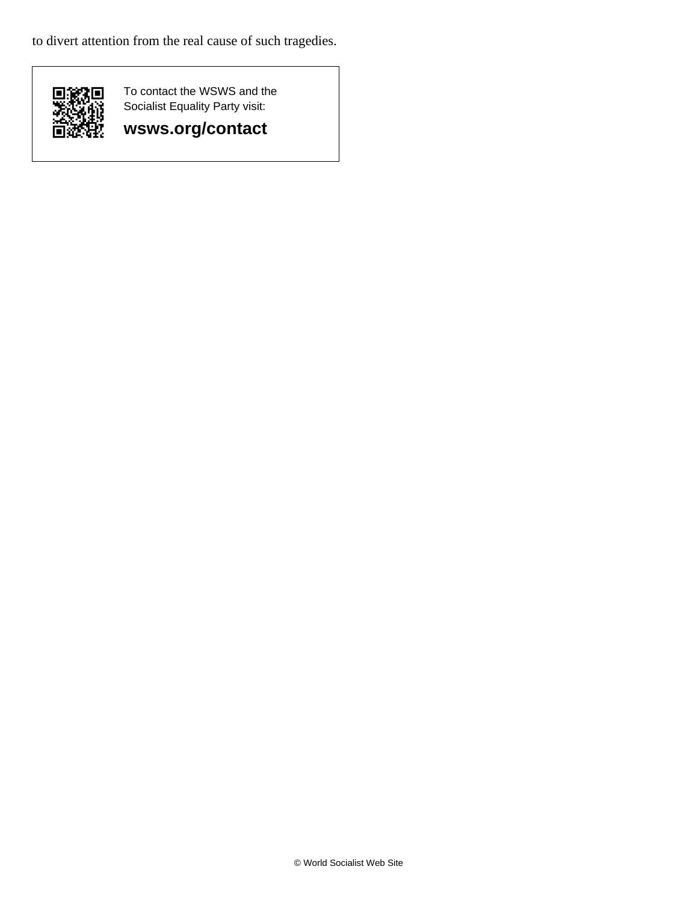to divert attention from the real cause of such tragedies.

To contact the WSWS and the Socialist Equality Party visit:

**wsws.org/contact**

© World Socialist Web Site